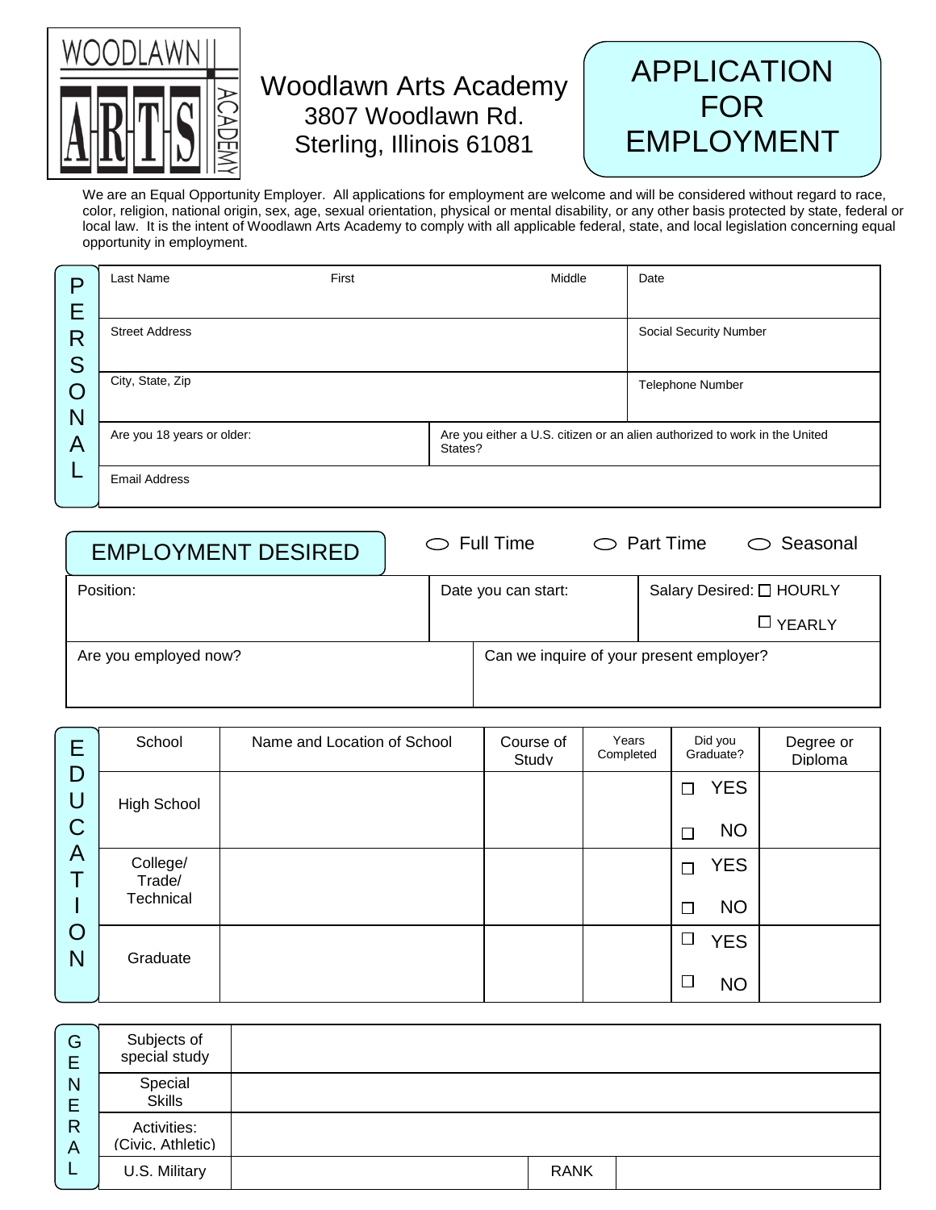# Woodlawn Arts Academy

3807 Woodlawn Rd.
Sterling, Illinois 61081

## APPLICATION FOR EMPLOYMENT

We are an Equal Opportunity Employer. All applications for employment are welcome and will be considered without regard to race, color, religion, national origin, sex, age, sexual orientation, physical or mental disability, or any other basis protected by state, federal or local law. It is the intent of Woodlawn Arts Academy to comply with all applicable federal, state, and local legislation concerning equal opportunity in employment.

### PERSONAL

| Last Name / First / Middle | Date |
|---|---|
| Street Address | Social Security Number |
| City, State, Zip | Telephone Number |
| Are you 18 years or older: | Are you either a U.S. citizen or an alien authorized to work in the United States? |
| Email Address | |

### EMPLOYMENT DESIRED

○ Full Time ○ Part Time ○ Seasonal

| Position: | Date you can start: | Salary Desired: ☐ HOURLY ☐ YEARLY |
|---|---|---|
| Are you employed now? | Can we inquire of your present employer? | |

### EDUCATION

| School | Name and Location of School | Course of Study | Years Completed | Did you Graduate? | Degree or Diploma |
|---|---|---|---|---|---|
| High School | | | | ☐ YES ☐ NO | |
| College/ Trade/ Technical | | | | ☐ YES ☐ NO | |
| Graduate | | | | ☐ YES ☐ NO | |

### GENERAL

| | | | |
|---|---|---|---|
| Subjects of special study | | | |
| Special Skills | | | |
| Activities: (Civic, Athletic) | | | |
| U.S. Military | | RANK | |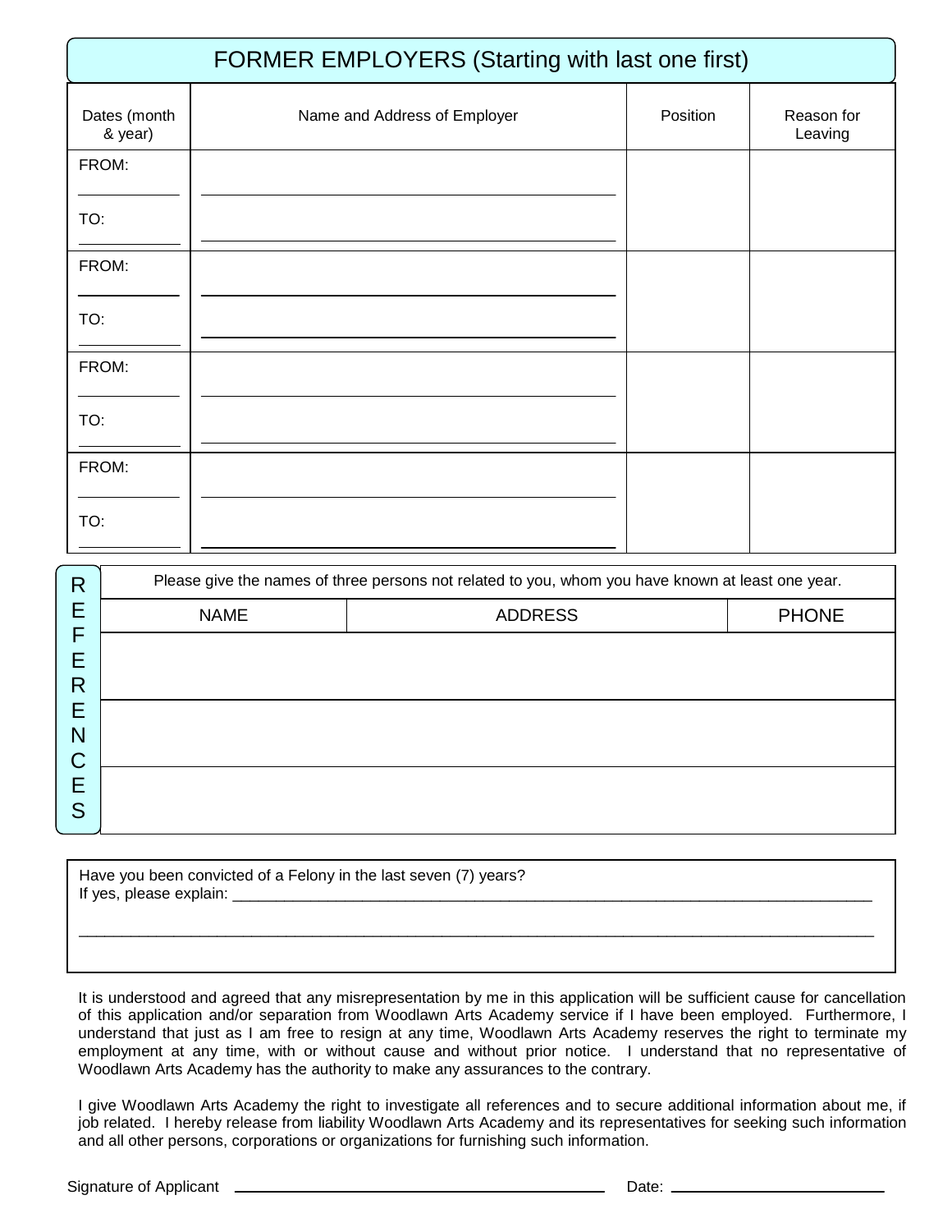## FORMER EMPLOYERS (Starting with last one first)

| Dates (month & year) | Name and Address of Employer | Position | Reason for Leaving |
|---|---|---|---|
| FROM: ___ TO: ___ | ___ ___ | | |
| FROM: ___ TO: ___ | ___ ___ | | |
| FROM: ___ TO: ___ | ___ ___ | | |
| FROM: ___ TO: ___ | ___ ___ | | |

## REFERENCES

Please give the names of three persons not related to you, whom you have known at least one year.

| NAME | ADDRESS | PHONE |
|---|---|---|
| | | |
| | | |
| | | |

Have you been convicted of a Felony in the last seven (7) years?
If yes, please explain: ________________________________________________________________________________

________________________________________________________________________________________________

It is understood and agreed that any misrepresentation by me in this application will be sufficient cause for cancellation of this application and/or separation from Woodlawn Arts Academy service if I have been employed. Furthermore, I understand that just as I am free to resign at any time, Woodlawn Arts Academy reserves the right to terminate my employment at any time, with or without cause and without prior notice. I understand that no representative of Woodlawn Arts Academy has the authority to make any assurances to the contrary.

I give Woodlawn Arts Academy the right to investigate all references and to secure additional information about me, if job related. I hereby release from liability Woodlawn Arts Academy and its representatives for seeking such information and all other persons, corporations or organizations for furnishing such information.

Signature of Applicant ________________________________ Date: ____________________